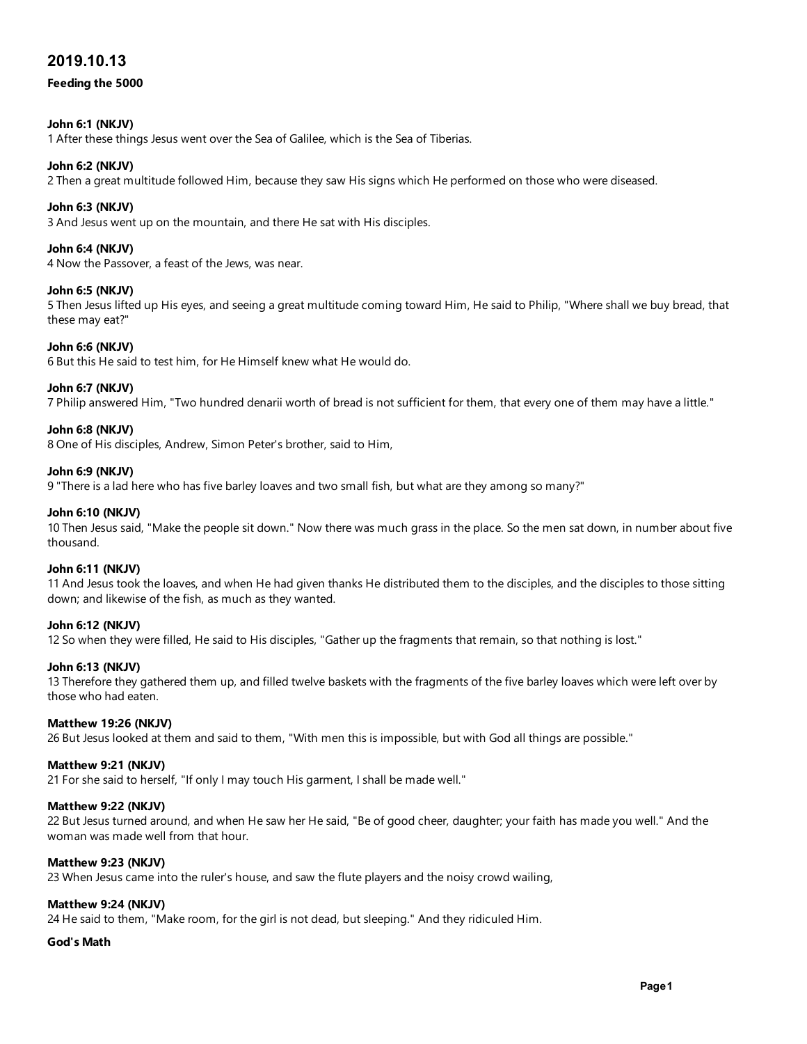# 2019.10.13

**Feeding the 5000**

**John 6:1 (NKJV)**
1 After these things Jesus went over the Sea of Galilee, which is the Sea of Tiberias.

**John 6:2 (NKJV)**
2 Then a great multitude followed Him, because they saw His signs which He performed on those who were diseased.

**John 6:3 (NKJV)**
3 And Jesus went up on the mountain, and there He sat with His disciples.

**John 6:4 (NKJV)**
4 Now the Passover, a feast of the Jews, was near.

**John 6:5 (NKJV)**
5 Then Jesus lifted up His eyes, and seeing a great multitude coming toward Him, He said to Philip, "Where shall we buy bread, that these may eat?"

**John 6:6 (NKJV)**
6 But this He said to test him, for He Himself knew what He would do.

**John 6:7 (NKJV)**
7 Philip answered Him, "Two hundred denarii worth of bread is not sufficient for them, that every one of them may have a little."

**John 6:8 (NKJV)**
8 One of His disciples, Andrew, Simon Peter's brother, said to Him,

**John 6:9 (NKJV)**
9 "There is a lad here who has five barley loaves and two small fish, but what are they among so many?"

**John 6:10 (NKJV)**
10 Then Jesus said, "Make the people sit down." Now there was much grass in the place. So the men sat down, in number about five thousand.

**John 6:11 (NKJV)**
11 And Jesus took the loaves, and when He had given thanks He distributed them to the disciples, and the disciples to those sitting down; and likewise of the fish, as much as they wanted.

**John 6:12 (NKJV)**
12 So when they were filled, He said to His disciples, "Gather up the fragments that remain, so that nothing is lost."

**John 6:13 (NKJV)**
13 Therefore they gathered them up, and filled twelve baskets with the fragments of the five barley loaves which were left over by those who had eaten.

**Matthew 19:26 (NKJV)**
26 But Jesus looked at them and said to them, "With men this is impossible, but with God all things are possible."

**Matthew 9:21 (NKJV)**
21 For she said to herself, "If only I may touch His garment, I shall be made well."

**Matthew 9:22 (NKJV)**
22 But Jesus turned around, and when He saw her He said, "Be of good cheer, daughter; your faith has made you well." And the woman was made well from that hour.

**Matthew 9:23 (NKJV)**
23 When Jesus came into the ruler's house, and saw the flute players and the noisy crowd wailing,

**Matthew 9:24 (NKJV)**
24 He said to them, "Make room, for the girl is not dead, but sleeping." And they ridiculed Him.

**God's Math**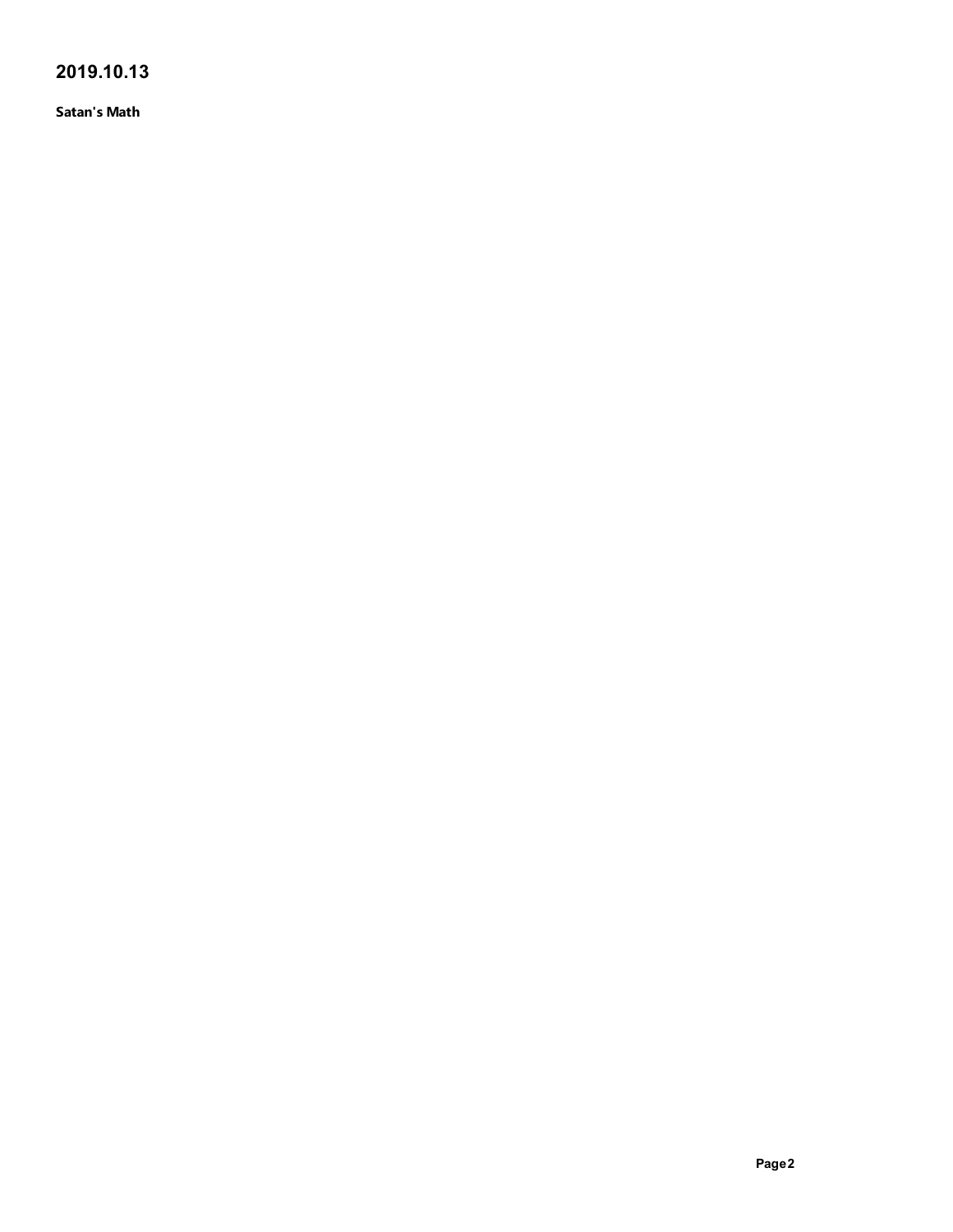## 2019.10.13

**Satan's Math**